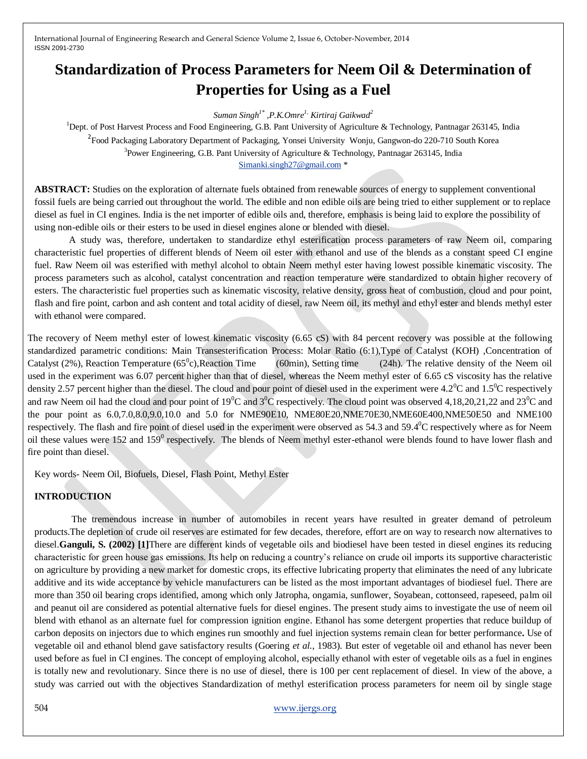# Standardization of Process Parameters for Neem Oil & Determination of Properties for Using as a Fuel

*Suman Singh[1*], P.K.Omre[1], Kirtiraj Gaikwad[2]*

[1]Dept. of Post Harvest Process and Food Engineering, G.B. Pant University of Agriculture & Technology, Pantnagar 263145, India

[2]Food Packaging Laboratory Department of Packaging, Yonsei University Wonju, Gangwon-do 220-710 South Korea

[3]Power Engineering, G.B. Pant University of Agriculture & Technology, Pantnagar 263145, India

Simanki.singh27@gmail.com *

**ABSTRACT:** Studies on the exploration of alternate fuels obtained from renewable sources of energy to supplement conventional fossil fuels are being carried out throughout the world. The edible and non edible oils are being tried to either supplement or to replace diesel as fuel in CI engines. India is the net importer of edible oils and, therefore, emphasis is being laid to explore the possibility of using non-edible oils or their esters to be used in diesel engines alone or blended with diesel.

A study was, therefore, undertaken to standardize ethyl esterification process parameters of raw Neem oil, comparing characteristic fuel properties of different blends of Neem oil ester with ethanol and use of the blends as a constant speed CI engine fuel. Raw Neem oil was esterified with methyl alcohol to obtain Neem methyl ester having lowest possible kinematic viscosity. The process parameters such as alcohol, catalyst concentration and reaction temperature were standardized to obtain higher recovery of esters. The characteristic fuel properties such as kinematic viscosity, relative density, gross heat of combustion, cloud and pour point, flash and fire point, carbon and ash content and total acidity of diesel, raw Neem oil, its methyl and ethyl ester and blends methyl ester with ethanol were compared.

The recovery of Neem methyl ester of lowest kinematic viscosity (6.65 cS) with 84 percent recovery was possible at the following standardized parametric conditions: Main Transesterification Process: Molar Ratio (6:1),Type of Catalyst (KOH) ,Concentration of Catalyst (2%), Reaction Temperature (65$^0$c),Reaction Time (60min), Setting time (24h). The relative density of the Neem oil used in the experiment was 6.07 percent higher than that of diesel, whereas the Neem methyl ester of 6.65 cS viscosity has the relative density 2.57 percent higher than the diesel. The cloud and pour point of diesel used in the experiment were 4.2$^0$C and 1.5$^0$C respectively and raw Neem oil had the cloud and pour point of 19$^0$C and 3$^0$C respectively. The cloud point was observed 4,18,20,21,22 and 23$^0$C and the pour point as 6.0,7.0,8.0,9.0,10.0 and 5.0 for NME90E10, NME80E20,NME70E30,NME60E400,NME50E50 and NME100 respectively. The flash and fire point of diesel used in the experiment were observed as 54.3 and 59.4$^0$C respectively where as for Neem oil these values were 152 and 159$^0$ respectively. The blends of Neem methyl ester-ethanol were blends found to have lower flash and fire point than diesel.

Key words- Neem Oil, Biofuels, Diesel, Flash Point, Methyl Ester

## INTRODUCTION

The tremendous increase in number of automobiles in recent years have resulted in greater demand of petroleum products.The depletion of crude oil reserves are estimated for few decades, therefore, effort are on way to research now alternatives to diesel.**Ganguli, S. (2002) [1]**There are different kinds of vegetable oils and biodiesel have been tested in diesel engines its reducing characteristic for green house gas emissions. Its help on reducing a country's reliance on crude oil imports its supportive characteristic on agriculture by providing a new market for domestic crops, its effective lubricating property that eliminates the need of any lubricate additive and its wide acceptance by vehicle manufacturers can be listed as the most important advantages of biodiesel fuel. There are more than 350 oil bearing crops identified, among which only Jatropha, ongamia, sunflower, Soyabean, cottonseed, rapeseed, palm oil and peanut oil are considered as potential alternative fuels for diesel engines. The present study aims to investigate the use of neem oil blend with ethanol as an alternate fuel for compression ignition engine. Ethanol has some detergent properties that reduce buildup of carbon deposits on injectors due to which engines run smoothly and fuel injection systems remain clean for better performance**.** Use of vegetable oil and ethanol blend gave satisfactory results (Goering *et al.*, 1983). But ester of vegetable oil and ethanol has never been used before as fuel in CI engines. The concept of employing alcohol, especially ethanol with ester of vegetable oils as a fuel in engines is totally new and revolutionary. Since there is no use of diesel, there is 100 per cent replacement of diesel. In view of the above, a study was carried out with the objectives Standardization of methyl esterification process parameters for neem oil by single stage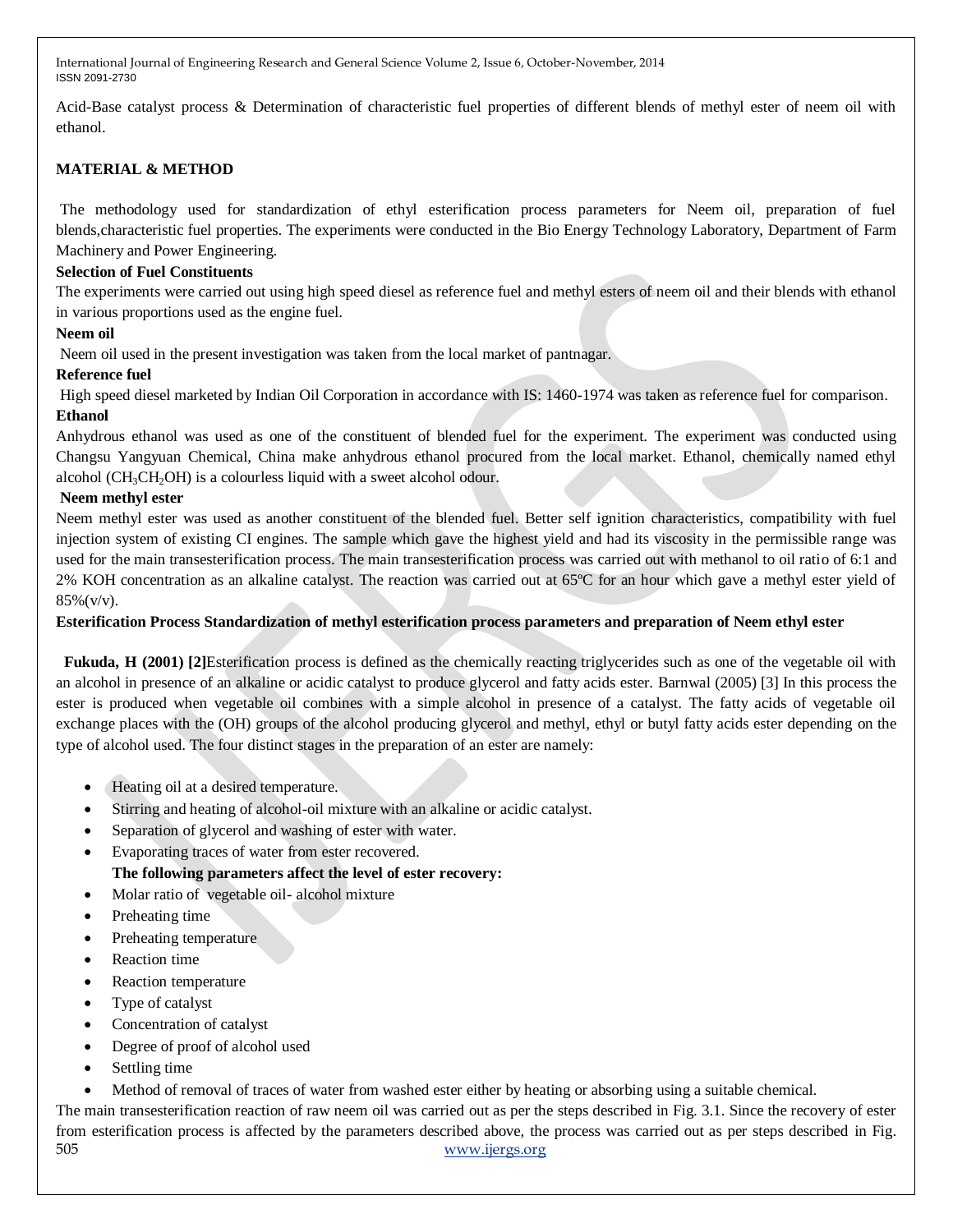Acid-Base catalyst process & Determination of characteristic fuel properties of different blends of methyl ester of neem oil with ethanol.

## MATERIAL & METHOD

The methodology used for standardization of ethyl esterification process parameters for Neem oil, preparation of fuel blends,characteristic fuel properties. The experiments were conducted in the Bio Energy Technology Laboratory, Department of Farm Machinery and Power Engineering.

**Selection of Fuel Constituents**

The experiments were carried out using high speed diesel as reference fuel and methyl esters of neem oil and their blends with ethanol in various proportions used as the engine fuel.

**Neem oil**

Neem oil used in the present investigation was taken from the local market of pantnagar.

**Reference fuel**

High speed diesel marketed by Indian Oil Corporation in accordance with IS: 1460-1974 was taken as reference fuel for comparison.

**Ethanol**

Anhydrous ethanol was used as one of the constituent of blended fuel for the experiment. The experiment was conducted using Changsu Yangyuan Chemical, China make anhydrous ethanol procured from the local market. Ethanol, chemically named ethyl alcohol ($CH_3CH_2OH$) is a colourless liquid with a sweet alcohol odour.

**Neem methyl ester**

Neem methyl ester was used as another constituent of the blended fuel. Better self ignition characteristics, compatibility with fuel injection system of existing CI engines. The sample which gave the highest yield and had its viscosity in the permissible range was used for the main transesterification process. The main transesterification process was carried out with methanol to oil ratio of 6:1 and 2% KOH concentration as an alkaline catalyst. The reaction was carried out at 65ºC for an hour which gave a methyl ester yield of 85%(v/v).

**Esterification Process Standardization of methyl esterification process parameters and preparation of Neem ethyl ester**

**Fukuda, H (2001) [2]**Esterification process is defined as the chemically reacting triglycerides such as one of the vegetable oil with an alcohol in presence of an alkaline or acidic catalyst to produce glycerol and fatty acids ester. Barnwal (2005) [3] In this process the ester is produced when vegetable oil combines with a simple alcohol in presence of a catalyst. The fatty acids of vegetable oil exchange places with the (OH) groups of the alcohol producing glycerol and methyl, ethyl or butyl fatty acids ester depending on the type of alcohol used. The four distinct stages in the preparation of an ester are namely:

- Heating oil at a desired temperature.
- Stirring and heating of alcohol-oil mixture with an alkaline or acidic catalyst.
- Separation of glycerol and washing of ester with water.
- Evaporating traces of water from ester recovered.

**The following parameters affect the level of ester recovery:**

- Molar ratio of vegetable oil- alcohol mixture
- Preheating time
- Preheating temperature
- Reaction time
- Reaction temperature
- Type of catalyst
- Concentration of catalyst
- Degree of proof of alcohol used
- Settling time
- Method of removal of traces of water from washed ester either by heating or absorbing using a suitable chemical.

The main transesterification reaction of raw neem oil was carried out as per the steps described in Fig. 3.1. Since the recovery of ester from esterification process is affected by the parameters described above, the process was carried out as per steps described in Fig.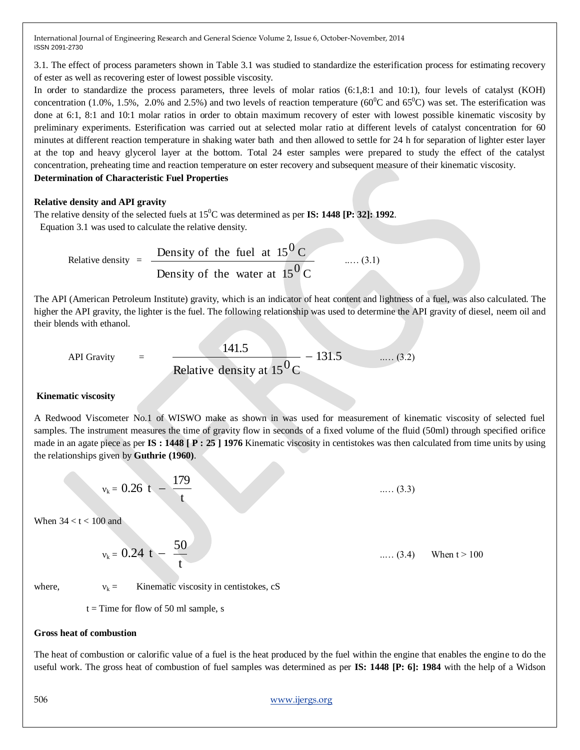3.1. The effect of process parameters shown in Table 3.1 was studied to standardize the esterification process for estimating recovery of ester as well as recovering ester of lowest possible viscosity.

In order to standardize the process parameters, three levels of molar ratios (6:1,8:1 and 10:1), four levels of catalyst (KOH) concentration (1.0%, 1.5%, 2.0% and 2.5%) and two levels of reaction temperature ($60^0$C and $65^0$C) was set. The esterification was done at 6:1, 8:1 and 10:1 molar ratios in order to obtain maximum recovery of ester with lowest possible kinematic viscosity by preliminary experiments. Esterification was carried out at selected molar ratio at different levels of catalyst concentration for 60 minutes at different reaction temperature in shaking water bath and then allowed to settle for 24 h for separation of lighter ester layer at the top and heavy glycerol layer at the bottom. Total 24 ester samples were prepared to study the effect of the catalyst concentration, preheating time and reaction temperature on ester recovery and subsequent measure of their kinematic viscosity.

**Determination of Characteristic Fuel Properties**

**Relative density and API gravity**

The relative density of the selected fuels at $15^0$C was determined as per **IS: 1448 [P: 32]: 1992**.

Equation 3.1 was used to calculate the relative density.

$$\text{Relative density} = \frac{\text{Density of the fuel at } 15^0\text{C}}{\text{Density of the water at } 15^0\text{C}} \quad \text{..... (3.1)}$$

The API (American Petroleum Institute) gravity, which is an indicator of heat content and lightness of a fuel, was also calculated. The higher the API gravity, the lighter is the fuel. The following relationship was used to determine the API gravity of diesel, neem oil and their blends with ethanol.

$$\text{API Gravity} = \frac{141.5}{\text{Relative density at } 15^0\text{C}} - 131.5 \quad \text{..... (3.2)}$$

**Kinematic viscosity**

A Redwood Viscometer No.1 of WISWO make as shown in was used for measurement of kinematic viscosity of selected fuel samples. The instrument measures the time of gravity flow in seconds of a fixed volume of the fluid (50ml) through specified orifice made in an agate piece as per **IS : 1448 [ P : 25 ] 1976** Kinematic viscosity in centistokes was then calculated from time units by using the relationships given by **Guthrie (1960)**.

$$\nu_k = 0.26\ t - \frac{179}{t} \quad \text{..... (3.3)}$$

When $34 < t < 100$ and

$$\nu_k = 0.24\ t - \frac{50}{t} \quad \text{..... (3.4)} \quad \text{When } t > 100$$

where, $\nu_k$ = Kinematic viscosity in centistokes, cS

t = Time for flow of 50 ml sample, s

**Gross heat of combustion**

The heat of combustion or calorific value of a fuel is the heat produced by the fuel within the engine that enables the engine to do the useful work. The gross heat of combustion of fuel samples was determined as per **IS: 1448 [P: 6]: 1984** with the help of a Widson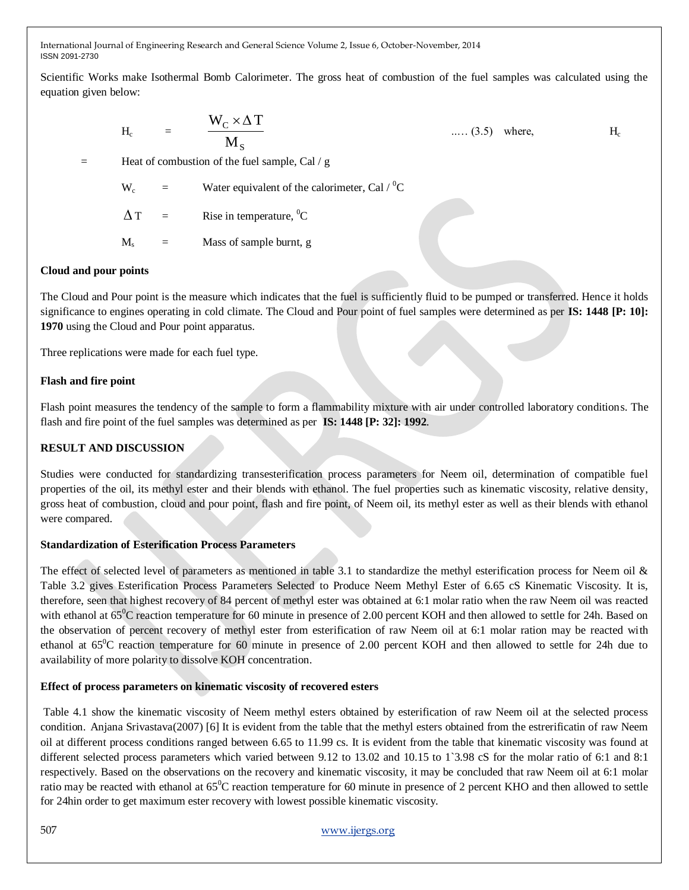Scientific Works make Isothermal Bomb Calorimeter. The gross heat of combustion of the fuel samples was calculated using the equation given below:

$$H_c = \frac{W_C \times \Delta T}{M_S} \quad \text{..... (3.5)}$$

where,

$H_c$ = Heat of combustion of the fuel sample, Cal / g

$W_c$ = Water equivalent of the calorimeter, Cal / $^0$C

$\Delta T$ = Rise in temperature, $^0$C

$M_s$ = Mass of sample burnt, g

**Cloud and pour points**

The Cloud and Pour point is the measure which indicates that the fuel is sufficiently fluid to be pumped or transferred. Hence it holds significance to engines operating in cold climate. The Cloud and Pour point of fuel samples were determined as per **IS: 1448 [P: 10]: 1970** using the Cloud and Pour point apparatus.

Three replications were made for each fuel type.

**Flash and fire point**

Flash point measures the tendency of the sample to form a flammability mixture with air under controlled laboratory conditions. The flash and fire point of the fuel samples was determined as per **IS: 1448 [P: 32]: 1992**.

**RESULT AND DISCUSSION**

Studies were conducted for standardizing transesterification process parameters for Neem oil, determination of compatible fuel properties of the oil, its methyl ester and their blends with ethanol. The fuel properties such as kinematic viscosity, relative density, gross heat of combustion, cloud and pour point, flash and fire point, of Neem oil, its methyl ester as well as their blends with ethanol were compared.

**Standardization of Esterification Process Parameters**

The effect of selected level of parameters as mentioned in table 3.1 to standardize the methyl esterification process for Neem oil & Table 3.2 gives Esterification Process Parameters Selected to Produce Neem Methyl Ester of 6.65 cS Kinematic Viscosity. It is, therefore, seen that highest recovery of 84 percent of methyl ester was obtained at 6:1 molar ratio when the raw Neem oil was reacted with ethanol at 65$^0$C reaction temperature for 60 minute in presence of 2.00 percent KOH and then allowed to settle for 24h. Based on the observation of percent recovery of methyl ester from esterification of raw Neem oil at 6:1 molar ration may be reacted with ethanol at 65$^0$C reaction temperature for 60 minute in presence of 2.00 percent KOH and then allowed to settle for 24h due to availability of more polarity to dissolve KOH concentration.

**Effect of process parameters on kinematic viscosity of recovered esters**

Table 4.1 show the kinematic viscosity of Neem methyl esters obtained by esterification of raw Neem oil at the selected process condition. Anjana Srivastava(2007) [6] It is evident from the table that the methyl esters obtained from the estrerificatin of raw Neem oil at different process conditions ranged between 6.65 to 11.99 cs. It is evident from the table that kinematic viscosity was found at different selected process parameters which varied between 9.12 to 13.02 and 10.15 to 1`3.98 cS for the molar ratio of 6:1 and 8:1 respectively. Based on the observations on the recovery and kinematic viscosity, it may be concluded that raw Neem oil at 6:1 molar ratio may be reacted with ethanol at 65$^0$C reaction temperature for 60 minute in presence of 2 percent KHO and then allowed to settle for 24hin order to get maximum ester recovery with lowest possible kinematic viscosity.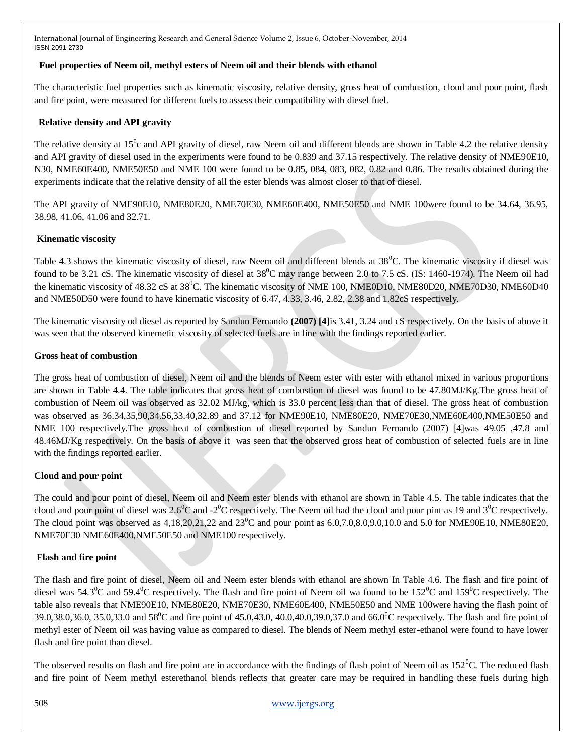## Fuel properties of Neem oil, methyl esters of Neem oil and their blends with ethanol

The characteristic fuel properties such as kinematic viscosity, relative density, gross heat of combustion, cloud and pour point, flash and fire point, were measured for different fuels to assess their compatibility with diesel fuel.

### Relative density and API gravity

The relative density at 15$^0$c and API gravity of diesel, raw Neem oil and different blends are shown in Table 4.2 the relative density and API gravity of diesel used in the experiments were found to be 0.839 and 37.15 respectively. The relative density of NME90E10, N30, NME60E400, NME50E50 and NME 100 were found to be 0.85, 084, 083, 082, 0.82 and 0.86. The results obtained during the experiments indicate that the relative density of all the ester blends was almost closer to that of diesel.

The API gravity of NME90E10, NME80E20, NME70E30, NME60E400, NME50E50 and NME 100were found to be 34.64, 36.95, 38.98, 41.06, 41.06 and 32.71.

### Kinematic viscosity

Table 4.3 shows the kinematic viscosity of diesel, raw Neem oil and different blends at 38$^0$C. The kinematic viscosity if diesel was found to be 3.21 cS. The kinematic viscosity of diesel at 38$^0$C may range between 2.0 to 7.5 cS. (IS: 1460-1974). The Neem oil had the kinematic viscosity of 48.32 cS at 38$^0$C. The kinematic viscosity of NME 100, NME0D10, NME80D20, NME70D30, NME60D40 and NME50D50 were found to have kinematic viscosity of 6.47, 4.33, 3.46, 2.82, 2.38 and 1.82cS respectively.

The kinematic viscosity od diesel as reported by Sandun Fernando **(2007) [4]**is 3.41, 3.24 and cS respectively. On the basis of above it was seen that the observed kinemetic viscosity of selected fuels are in line with the findings reported earlier.

### Gross heat of combustion

The gross heat of combustion of diesel, Neem oil and the blends of Neem ester with ester with ethanol mixed in various proportions are shown in Table 4.4. The table indicates that gross heat of combustion of diesel was found to be 47.80MJ/Kg.The gross heat of combustion of Neem oil was observed as 32.02 MJ/kg, which is 33.0 percent less than that of diesel. The gross heat of combustion was observed as 36.34,35,90,34.56,33.40,32.89 and 37.12 for NME90E10, NME80E20, NME70E30,NME60E400,NME50E50 and NME 100 respectively.The gross heat of combustion of diesel reported by Sandun Fernando (2007) [4]was 49.05 ,47.8 and 48.46MJ/Kg respectively. On the basis of above it was seen that the observed gross heat of combustion of selected fuels are in line with the findings reported earlier.

### Cloud and pour point

The could and pour point of diesel, Neem oil and Neem ester blends with ethanol are shown in Table 4.5. The table indicates that the cloud and pour point of diesel was 2.6$^0$C and -2$^0$C respectively. The Neem oil had the cloud and pour pint as 19 and 3$^0$C respectively. The cloud point was observed as 4,18,20,21,22 and 23$^0$C and pour point as 6.0,7.0,8.0,9.0,10.0 and 5.0 for NME90E10, NME80E20, NME70E30 NME60E400,NME50E50 and NME100 respectively.

### Flash and fire point

The flash and fire point of diesel, Neem oil and Neem ester blends with ethanol are shown In Table 4.6. The flash and fire point of diesel was 54.3$^0$C and 59.4$^0$C respectively. The flash and fire point of Neem oil wa found to be 152$^0$C and 159$^0$C respectively. The table also reveals that NME90E10, NME80E20, NME70E30, NME60E400, NME50E50 and NME 100were having the flash point of 39.0,38.0,36.0, 35.0,33.0 and 58$^0$C and fire point of 45.0,43.0, 40.0,40.0,39.0,37.0 and 66.0$^0$C respectively. The flash and fire point of methyl ester of Neem oil was having value as compared to diesel. The blends of Neem methyl ester-ethanol were found to have lower flash and fire point than diesel.

The observed results on flash and fire point are in accordance with the findings of flash point of Neem oil as 152$^0$C. The reduced flash and fire point of Neem methyl esterethanol blends reflects that greater care may be required in handling these fuels during high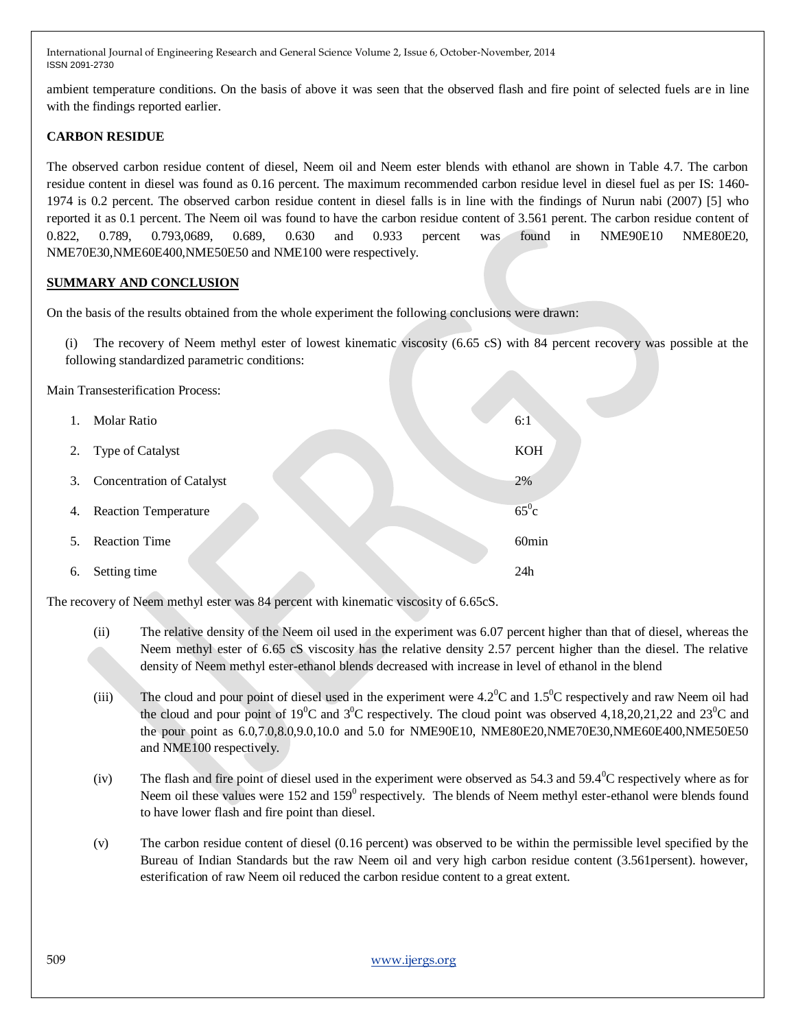ambient temperature conditions. On the basis of above it was seen that the observed flash and fire point of selected fuels are in line with the findings reported earlier.

**CARBON RESIDUE**

The observed carbon residue content of diesel, Neem oil and Neem ester blends with ethanol are shown in Table 4.7. The carbon residue content in diesel was found as 0.16 percent. The maximum recommended carbon residue level in diesel fuel as per IS: 1460-1974 is 0.2 percent. The observed carbon residue content in diesel falls is in line with the findings of Nurun nabi (2007) [5] who reported it as 0.1 percent. The Neem oil was found to have the carbon residue content of 3.561 perent. The carbon residue content of 0.822, 0.789, 0.793,0689, 0.689, 0.630 and 0.933 percent was found in NME90E10 NME80E20, NME70E30,NME60E400,NME50E50 and NME100 were respectively.

**SUMMARY AND CONCLUSION**

On the basis of the results obtained from the whole experiment the following conclusions were drawn:

(i) The recovery of Neem methyl ester of lowest kinematic viscosity (6.65 cS) with 84 percent recovery was possible at the following standardized parametric conditions:

Main Transesterification Process:

| | | |
|---|---|---|
| 1. | Molar Ratio | 6:1 |
| 2. | Type of Catalyst | KOH |
| 3. | Concentration of Catalyst | 2% |
| 4. | Reaction Temperature | $65^0$c |
| 5. | Reaction Time | 60min |
| 6. | Setting time | 24h |

The recovery of Neem methyl ester was 84 percent with kinematic viscosity of 6.65cS.

(ii) The relative density of the Neem oil used in the experiment was 6.07 percent higher than that of diesel, whereas the Neem methyl ester of 6.65 cS viscosity has the relative density 2.57 percent higher than the diesel. The relative density of Neem methyl ester-ethanol blends decreased with increase in level of ethanol in the blend

(iii) The cloud and pour point of diesel used in the experiment were $4.2^0$C and $1.5^0$C respectively and raw Neem oil had the cloud and pour point of $19^0$C and $3^0$C respectively. The cloud point was observed 4,18,20,21,22 and $23^0$C and the pour point as 6.0,7.0,8.0,9.0,10.0 and 5.0 for NME90E10, NME80E20,NME70E30,NME60E400,NME50E50 and NME100 respectively.

(iv) The flash and fire point of diesel used in the experiment were observed as 54.3 and $59.4^0$C respectively where as for Neem oil these values were 152 and $159^0$ respectively. The blends of Neem methyl ester-ethanol were blends found to have lower flash and fire point than diesel.

(v) The carbon residue content of diesel (0.16 percent) was observed to be within the permissible level specified by the Bureau of Indian Standards but the raw Neem oil and very high carbon residue content (3.561persent). however, esterification of raw Neem oil reduced the carbon residue content to a great extent.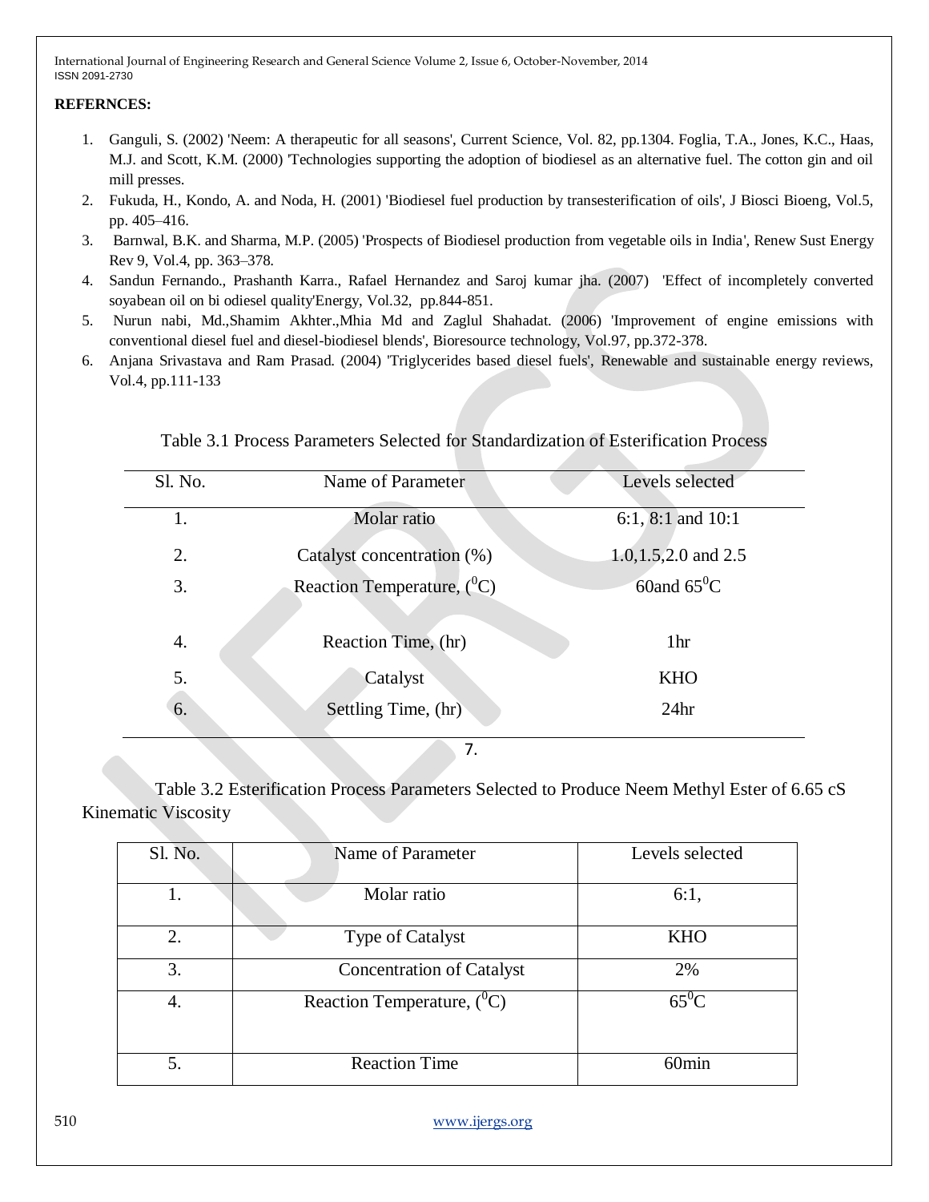**REFERNCES:**

1. Ganguli, S. (2002) 'Neem: A therapeutic for all seasons', Current Science, Vol. 82, pp.1304. Foglia, T.A., Jones, K.C., Haas, M.J. and Scott, K.M. (2000) 'Technologies supporting the adoption of biodiesel as an alternative fuel. The cotton gin and oil mill presses.
2. Fukuda, H., Kondo, A. and Noda, H. (2001) 'Biodiesel fuel production by transesterification of oils', J Biosci Bioeng, Vol.5, pp. 405–416.
3. Barnwal, B.K. and Sharma, M.P. (2005) 'Prospects of Biodiesel production from vegetable oils in India', Renew Sust Energy Rev 9, Vol.4, pp. 363–378.
4. Sandun Fernando., Prashanth Karra., Rafael Hernandez and Saroj kumar jha. (2007) 'Effect of incompletely converted soyabean oil on bi odiesel quality'Energy, Vol.32, pp.844-851.
5. Nurun nabi, Md.,Shamim Akhter.,Mhia Md and Zaglul Shahadat. (2006) 'Improvement of engine emissions with conventional diesel fuel and diesel-biodiesel blends', Bioresource technology, Vol.97, pp.372-378.
6. Anjana Srivastava and Ram Prasad. (2004) 'Triglycerides based diesel fuels', Renewable and sustainable energy reviews, Vol.4, pp.111-133

Table 3.1 Process Parameters Selected for Standardization of Esterification Process

| Sl. No. | Name of Parameter | Levels selected |
|---|---|---|
| 1. | Molar ratio | 6:1, 8:1 and 10:1 |
| 2. | Catalyst concentration (%) | 1.0,1.5,2.0 and 2.5 |
| 3. | Reaction Temperature, ($^0$C) | 60and 65$^0$C |
| 4. | Reaction Time, (hr) | 1hr |
| 5. | Catalyst | KHO |
| 6. | Settling Time, (hr) | 24hr |

7.

Table 3.2 Esterification Process Parameters Selected to Produce Neem Methyl Ester of 6.65 cS Kinematic Viscosity

| Sl. No. | Name of Parameter | Levels selected |
|---|---|---|
| 1. | Molar ratio | 6:1, |
| 2. | Type of Catalyst | KHO |
| 3. | Concentration of Catalyst | 2% |
| 4. | Reaction Temperature, ($^0$C) | 65$^0$C |
| 5. | Reaction Time | 60min |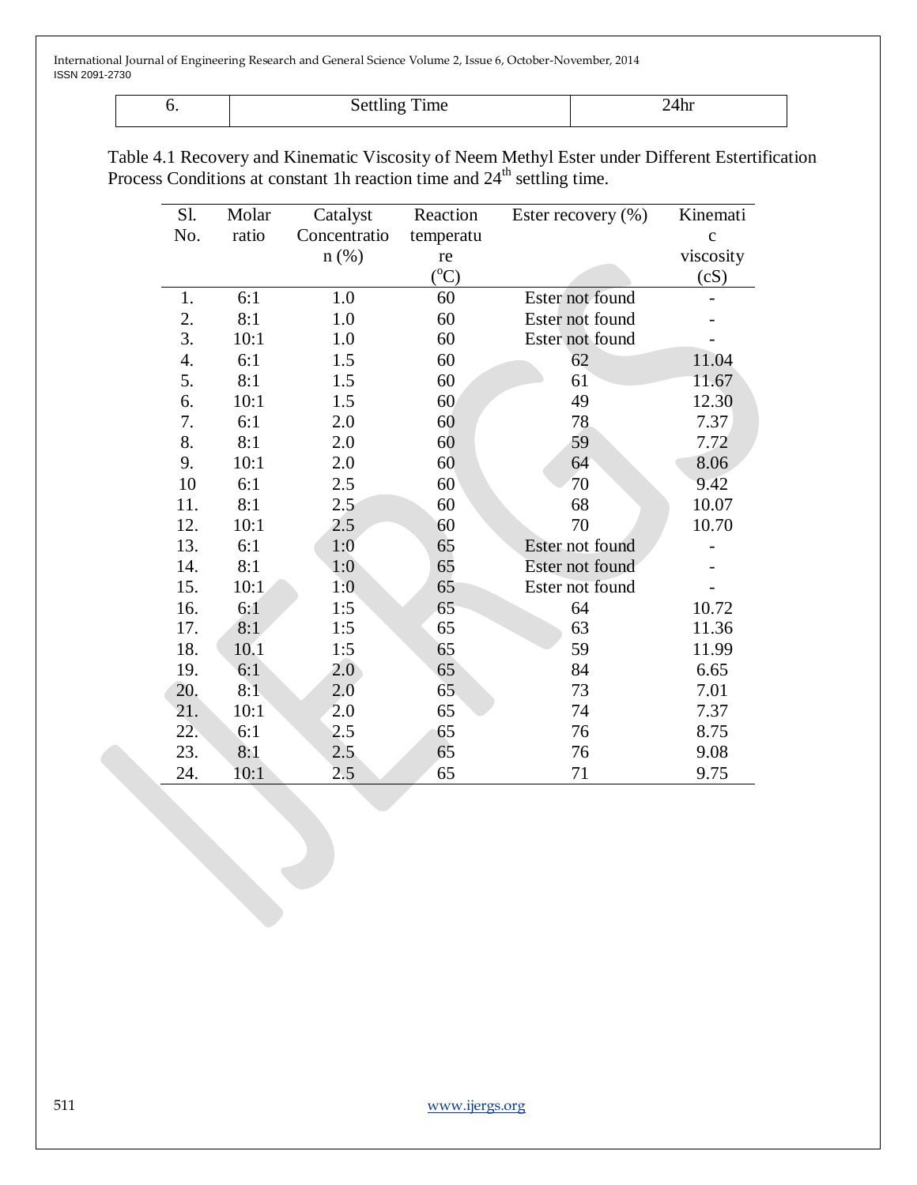| 6. | Settling Time | 24hr |
|---|---|---|

Table 4.1 Recovery and Kinematic Viscosity of Neem Methyl Ester under Different Estertification Process Conditions at constant 1h reaction time and 24[th] settling time.

| Sl. No. | Molar ratio | Catalyst Concentration (%) | Reaction temperature (°C) | Ester recovery (%) | Kinematic viscosity (cS) |
|---|---|---|---|---|---|
| 1. | 6:1 | 1.0 | 60 | Ester not found | - |
| 2. | 8:1 | 1.0 | 60 | Ester not found | - |
| 3. | 10:1 | 1.0 | 60 | Ester not found | - |
| 4. | 6:1 | 1.5 | 60 | 62 | 11.04 |
| 5. | 8:1 | 1.5 | 60 | 61 | 11.67 |
| 6. | 10:1 | 1.5 | 60 | 49 | 12.30 |
| 7. | 6:1 | 2.0 | 60 | 78 | 7.37 |
| 8. | 8:1 | 2.0 | 60 | 59 | 7.72 |
| 9. | 10:1 | 2.0 | 60 | 64 | 8.06 |
| 10 | 6:1 | 2.5 | 60 | 70 | 9.42 |
| 11. | 8:1 | 2.5 | 60 | 68 | 10.07 |
| 12. | 10:1 | 2.5 | 60 | 70 | 10.70 |
| 13. | 6:1 | 1:0 | 65 | Ester not found | - |
| 14. | 8:1 | 1:0 | 65 | Ester not found | - |
| 15. | 10:1 | 1:0 | 65 | Ester not found | - |
| 16. | 6:1 | 1:5 | 65 | 64 | 10.72 |
| 17. | 8:1 | 1:5 | 65 | 63 | 11.36 |
| 18. | 10.1 | 1:5 | 65 | 59 | 11.99 |
| 19. | 6:1 | 2.0 | 65 | 84 | 6.65 |
| 20. | 8:1 | 2.0 | 65 | 73 | 7.01 |
| 21. | 10:1 | 2.0 | 65 | 74 | 7.37 |
| 22. | 6:1 | 2.5 | 65 | 76 | 8.75 |
| 23. | 8:1 | 2.5 | 65 | 76 | 9.08 |
| 24. | 10:1 | 2.5 | 65 | 71 | 9.75 |